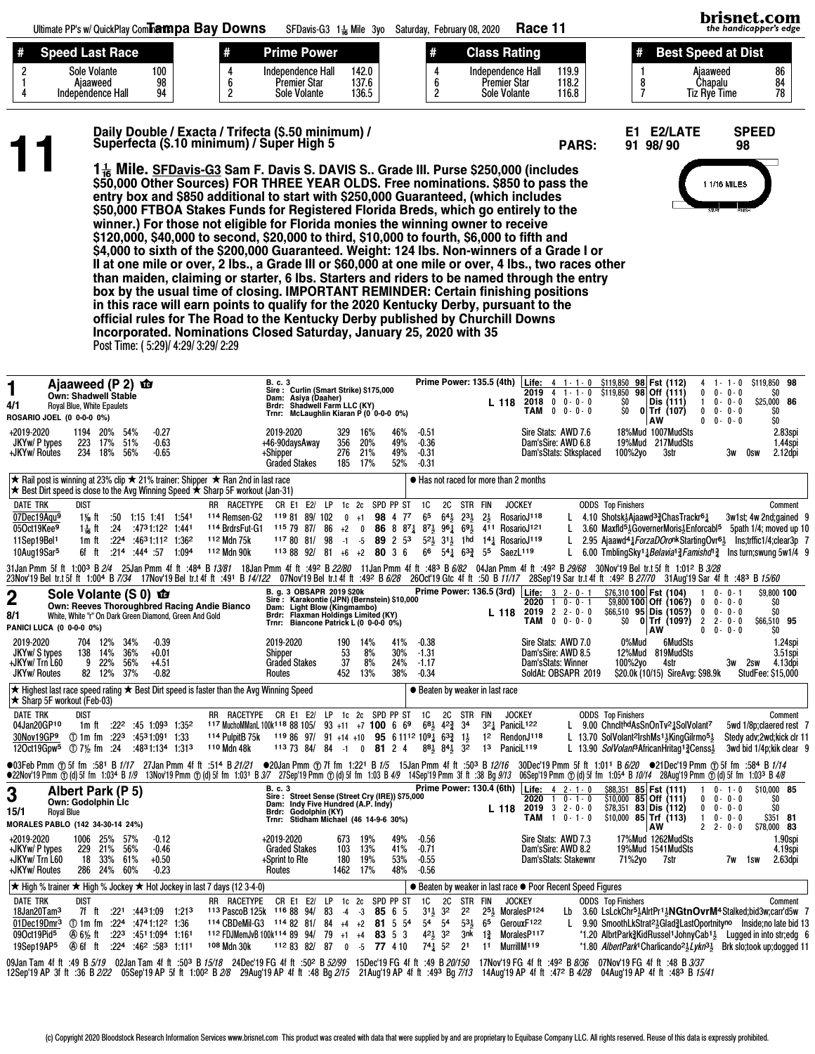Ultimate PP's w/ QuickPlay Comments **Tampa Bay Downs** SFDavis-G3 1 1/16 Mile 3yo Saturday, February 08, 2020 **Race 11**

| # | Speed Last Race | | # | Prime Power | | # | Class Rating | | # | Best Speed at Dist | |
|---|---|---|---|---|---|---|---|---|---|---|---|
| 2 | Sole Volante | 100 | 4 | Independence Hall | 142.0 | 4 | Independence Hall | 119.9 | 1 | Ajaaweed | 86 |
| 1 | Ajaaweed | 98 | 6 | Premier Star | 137.6 | 6 | Premier Star | 118.2 | 8 | Chapalu | 84 |
| 4 | Independence Hall | 94 | 2 | Sole Volante | 136.5 | 2 | Sole Volante | 116.8 | 7 | Tiz Rye Time | 78 |

# 11

**Daily Double / Exacta / Trifecta (\$.50 minimum) / Superfecta (\$.10 minimum) / Super High 5**

PARS: E1 91 E2/LATE 98/ 90 SPEED 98

**1 1/16 Mile. SFDavis-G3 Sam F. Davis S. DAVIS S.. Grade III. Purse \$250,000 (includes \$50,000 Other Sources) FOR THREE YEAR OLDS. Free nominations. \$850 to pass the entry box and \$850 additional to start with \$250,000 Guaranteed, (which includes \$50,000 FTBOA Stakes Funds for Registered Florida Breds, which go entirely to the winner.) For those not eligible for Florida monies the winning owner to receive \$120,000, \$40,000 to second, \$20,000 to third, \$10,000 to fourth, \$6,000 to fifth and \$4,000 to sixth of the \$200,000 Guaranteed. Weight: 124 lbs. Non-winners of a Grade I or II at one mile or over, 2 lbs., a Grade III or \$60,000 at one mile or over, 4 lbs., two races other than maiden, claiming or starter, 6 lbs. Starters and riders to be named through the entry box by the usual time of closing. IMPORTANT REMINDER: Certain finishing positions in this race will earn points to qualify for the 2020 Kentucky Derby, pursuant to the official rules for The Road to the Kentucky Derby published by Churchill Downs Incorporated. Nominations Closed Saturday, January 25, 2020 with 35**

Post Time: ( 5:29)/ 4:29/ 3:29/ 2:29

---

## 1 Ajaaweed (P 2)

4/1 — Own: Shadwell Stable — Royal Blue, White Epaulets — ROSARIO JOEL (0 0-0-0 0%)

B. c. 3 — Sire: Curlin (Smart Strike) \$175,000 — Dam: Asiya (Daaher) — Brdr: Shadwell Farm LLC (KY) — Trnr: McLaughlin Kiaran P (0 0-0-0 0%)

Prime Power: 135.5 (4th) — L 118

| | Starts | W-P-S | Earnings | Spd | | Starts | W-P-S | Earnings | Spd |
|---|---|---|---|---|---|---|---|---|---|
| Life: | 4 | 1 - 1 - 0 | \$119,850 | 98 | Fst (112) | 4 | 1 - 1 - 0 | \$119,850 | 98 |
| 2019 | 4 | 1 - 1 - 0 | \$119,850 | 98 | Off (111) | 0 | 0 - 0 - 0 | \$0 | |
| 2018 | 0 | 0 - 0 - 0 | \$0 | | Dis (111) | 1 | 0 - 0 - 0 | \$25,000 | 86 |
| TAM | 0 | 0 - 0 - 0 | \$0 | 0 | Trf (107) | 0 | 0 - 0 - 0 | \$0 | |
| | | | | | AW | 0 | 0 - 0 - 0 | \$0 | |

+2019-2020 1194 20% 54% -0.27 | JKYw/ P types 223 17% 51% -0.63 | +JKYw/ Routes 234 18% 56% -0.65

2019-2020 329 16% 46% -0.51 | +46-90daysAway 356 20% 49% -0.36 | +Shipper 276 21% 49% -0.31 | Graded Stakes 185 17% 52% -0.31

Sire Stats: AWD 7.6 18%Mud 1007MudSts 2.83spi | Dam'sSire: AWD 6.8 19%Mud 217MudSts 1.44spi | Dam'sStats: Stksplaced 100%2yo 3str 3w 0sw 2.12dpi

★ Rail post is winning at 23% clip ★ 21% trainer: Shipper ★ Ran 2nd in last race ★ Best Dirt speed is close to the Avg Winning Speed ★ Sharp 5F workout (Jan-31)

● Has not raced for more than 2 months

| DATE TRK | DIST | | | | | RR | RACETYPE | CR | E1 | E2/ | LP | 1c | 2c | SPD | PP | ST | 1C | 2C | STR | FIN | JOCKEY | | ODDS | Top Finishers | Comment |
|---|---|---|---|---|---|---|---|---|---|---|---|---|---|---|---|---|---|---|---|---|---|---|---|---|---|
| 07Dec19Aqu9 | 1 1/8 ft | :50 | 1:15 | 1:41 | 1:54[1] | 114 | Remsen-G2 | 119 | 81 | 89/ | 102 | 0 | +1 | 98 | 4 | 7[7] | 6[5] | 6[4 1/2] | 2[3 1/2] | 2 1/2 | RosarioJ118 | L | 4.10 | Shotsk1/2Ajaawd3 3/4ChasTrackr6 1/4 | 3w1st; 4w 2nd;gained 9 |
| 05Oct19Kee9 | 1 1/16 ft | :24 | :47[3] | 1:12[2] | 1:44[1] | 114 | BrdrsFut-G1 | 115 | 79 | 87/ | 86 | +2 | 0 | 86 | 8 | 8[7 1/4] | 8[7 1/2] | 9[6 1/4] | 6[9 1/2] | 4[11] | RosarioJ121 | L | 3.60 | Maxfld5 1/2GovernerMoris1/2Enforcabl5 | 5path 1/4; moved up 10 |
| 11Sep19Bel1 | 1m ft | :22[4] | :46[3] | 1:11[2] | 1:36[2] | 112 | Mdn 75k | 117 | 80 | 81/ | 98 | -1 | -5 | 89 | 2 | 5[3] | 5[2 1/2] | 3[1 1/2] | 1hd | 1[4 1/2] | RosarioJ119 | L | 2.95 | Ajaawd4 1/2ForzaDOronkStartingOvr6 1/2 | Ins;trffic1/4;clear3p 7 |
| 10Aug19Sar5 | 6f ft | :21[4] | :44[4] | :57 | 1:09[4] | 112 | Mdn 90k | 113 | 88 | 92/ | 81 | +6 | +2 | 80 | 3 | 6 | 6[6] | 5[4 1/2] | 6[3 3/4] | 5[5] | SaezL119 | L | 6.00 | TmblingSky1 1/4Belavia1 3/4Famishd1 3/4 | Ins turn;swung 5w1/4 9 |

31Jan Pmm 5f ft 1:00[3] B 2/4 25Jan Pmm 4f ft :48[4] B 13/81 18Jan Pmm 4f ft :49[2] B 22/80 11Jan Pmm 4f ft :48[3] B 6/82 04Jan Pmm 4f ft :49[2] B 29/68 30Nov'19 Bel tr.t 5f ft 1:01[2] B 3/28
23Nov'19 Bel tr.t 5f ft 1:00[4] B 7/34 17Nov'19 Bel tr.t 4f ft :49[1] B 14/122 07Nov'19 Bel tr.t 4f ft :49[2] B 6/28 26Oct'19 Gtc 4f ft :50 B 11/17 28Sep'19 Sar tr.t 4f ft :49[2] B 27/70 31Aug'19 Sar 4f ft :48[3] B 15/60

---

## 2 Sole Volante (S 0)

8/1 — Own: Reeves Thoroughbred Racing Andie Bianco — White, White "r" On Dark Green Diamond, Green And Gold — PANICI LUCA (0 0-0-0 0%)

B. g. 3 OBSAPR 2019 \$20k — Sire: Karakontie (JPN) (Bernstein) \$10,000 — Dam: Light Blow (Kingmambo) — Brdr: Flaxman Holdings Limited (KY) — Trnr: Biancone Patrick L (0 0-0-0 0%)

Prime Power: 136.5 (3rd) — L 118

| | Starts | W-P-S | Earnings | Spd | | Starts | W-P-S | Earnings | Spd |
|---|---|---|---|---|---|---|---|---|---|
| Life: | 3 | 2 - 0 - 1 | \$76,310 | 100 | Fst (104) | 1 | 0 - 0 - 1 | \$9,800 | 100 |
| 2020 | 1 | 0 - 0 - 1 | \$9,800 | 100 | Off (106?) | 0 | 0 - 0 - 0 | \$0 | |
| 2019 | 2 | 2 - 0 - 0 | \$66,510 | 95 | Dis (105?) | 0 | 0 - 0 - 0 | \$0 | |
| TAM | 0 | 0 - 0 - 0 | \$0 | 0 | Trf (109?) | 2 | 2 - 0 - 0 | \$66,510 | 95 |
| | | | | | AW | 0 | 0 - 0 - 0 | \$0 | |

2019-2020 704 12% 34% -0.39 | JKYw/ S types 138 14% 36% +0.01 | +JKYw/ Trn L60 9 22% 56% +4.51 | JKYw/ Routes 82 12% 37% -0.82

2019-2020 190 14% 41% -0.38 | Shipper 53 8% 30% -1.31 | Graded Stakes 37 8% 24% -1.17 | Routes 452 13% 38% -0.34

Sire Stats: AWD 7.0 0%Mud 6MudSts 1.24spi | Dam'sSire: AWD 8.5 12%Mud 819MudSts 3.51spi | Dam'sStats: Winner 100%2yo 4str 3w 2sw 4.13dpi | SoldAt: OBSAPR 2019 \$20.0k (10/15) SireAvg: \$98.9k StudFee: \$15,000

★ Highest last race speed rating ★ Best Dirt speed is faster than the Avg Winning Speed ★ Sharp 5F workout (Feb-03)

● Beaten by weaker in last race

| DATE TRK | DIST | | | | | RR | RACETYPE | CR | E1 | E2/ | LP | 1c | 2c | SPD | PP | ST | 1C | 2C | STR | FIN | JOCKEY | | ODDS | Top Finishers | Comment |
|---|---|---|---|---|---|---|---|---|---|---|---|---|---|---|---|---|---|---|---|---|---|---|---|---|---|
| 04Jan20GP10 | 1m ft | :22[2] | :45 | 1:09[3] | 1:35[2] | 117 | MuchoMManL 100k | 118 | 88 | 105/ | 93 | +11 | +7 | 100 | 6 | 6[9] | 6[8 1/2] | 4[2 3/4] | 3[4] | 3[2 1/4] | PaniciL122 | L | 9.00 | ChncltthdAsSnOnTv2 1/4SolVolant7 | 5wd 1/8p;claered rest 7 |
| 30Nov19GP9 | Ⓣ 1m fm | :22[3] | :45[3] | 1:09[1] | 1:33 | 114 | PulpitB 75k | 119 | 86 | 97/ | 91 | +14 | +10 | 95 | 6 | 11[12] | 10[9 1/4] | 6[3 3/4] | 1 1/2 | 1[2] | RendonJ118 | L | 13.70 | SolVolant2IrshMs1 1/4KingGilrmo5 1/2 | Stedy adv;2wd;kick clr 11 |
| 12Oct19Gpw5 | Ⓣ 7 1/2 fm | :23 | :48[3] | 1:13[4] | 1:31[3] | 110 | Mdn 48k | 113 | 73 | 84/ | 84 | -1 | 0 | 81 | 2 | 4 | 8[8 1/2] | 8[4 1/2] | 3[2] | 1[3] | PaniciL119 | L | 13.90 | SolVolant3AfricanHritag1 3/4Censs1/2 | 3wd bid 1/4p;kik clear 9 |

●03Feb Pmm Ⓣ 5f fm :58[1] B 1/17 27Jan Pmm 4f ft :51[4] B 21/21 ●20Jan Pmm Ⓣ 7f fm 1:22[1] B 1/5 15Jan Pmm 4f ft :50[3] B 12/16 30Dec'19 Pmm 5f ft 1:01[1] B 6/20 ●21Dec'19 Pmm Ⓣ 5f fm :58[4] B 1/14
●22Nov'19 Pmm Ⓣ (d) 5f fm 1:03[4] B 1/9 13Nov'19 Pmm Ⓣ (d) 5f fm 1:03[1] B 3/7 27Sep'19 Pmm Ⓣ (d) 5f fm 1:03 B 4/9 14Sep'19 Pmm 3f ft :38 Bg 9/13 06Sep'19 Pmm Ⓣ (d) 5f fm 1:05[4] B 10/14 28Aug'19 Pmm Ⓣ (d) 5f fm 1:03[3] B 4/8

---

## 3 Albert Park (P 5)

15/1 — Own: Godolphin Llc — Royal Blue — MORALES PABLO (142 34-30-14 24%)

B. c. 3 — Sire: Street Sense (Street Cry (IRE)) \$75,000 — Dam: Indy Five Hundred (A.P. Indy) — Brdr: Godolphin (KY) — Trnr: Stidham Michael (46 14-9-6 30%)

Prime Power: 130.4 (6th) — L 118

| | Starts | W-P-S | Earnings | Spd | | Starts | W-P-S | Earnings | Spd |
|---|---|---|---|---|---|---|---|---|---|
| Life: | 4 | 2 - 1 - 0 | \$88,351 | 85 | Fst (111) | 1 | 0 - 1 - 0 | \$10,000 | 85 |
| 2020 | 1 | 0 - 1 - 0 | \$10,000 | 85 | Off (111) | 0 | 0 - 0 - 0 | \$0 | |
| 2019 | 3 | 2 - 0 - 0 | \$78,351 | 83 | Dis (112) | 0 | 0 - 0 - 0 | \$0 | |
| TAM | 1 | 0 - 1 - 0 | \$10,000 | 85 | Trf (113) | 1 | 0 - 0 - 0 | \$351 | 81 |
| | | | | | AW | 2 | 2 - 0 - 0 | \$78,000 | 83 |

+2019-2020 1006 25% 57% -0.12 | +JKYw/ P types 229 21% 56% -0.46 | +JKYw/ Trn L60 18 33% 61% +0.50 | +JKYw/ Routes 286 24% 60% -0.23

+2019-2020 673 19% 49% -0.56 | Graded Stakes 103 13% 41% -0.71 | +Sprint to Rte 180 19% 53% -0.55 | Routes 1462 17% 48% -0.56

Sire Stats: AWD 7.3 17%Mud 1262MudSts 1.90spi | Dam'sSire: AWD 8.2 19%Mud 1541MudSts 4.19spi | Dam'sStats: Stakewnr 71%2yo 7str 7w 1sw 2.63dpi

★ High % trainer ★ High % Jockey ★ Hot Jockey in last 7 days (12 3-4-0)

● Beaten by weaker in last race ● Poor Recent Speed Figures

| DATE TRK | DIST | | | | | RR | RACETYPE | CR | E1 | E2/ | LP | 1c | 2c | SPD | PP | ST | 1C | 2C | STR | FIN | JOCKEY | | ODDS | Top Finishers | Comment |
|---|---|---|---|---|---|---|---|---|---|---|---|---|---|---|---|---|---|---|---|---|---|---|---|---|---|
| 18Jan20Tam3 | 7f ft | :22[1] | :44[3] | 1:09 | 1:21[3] | 113 | PascoB 125k | 116 | 88 | 94/ | 83 | -4 | -3 | 85 | 6 | 5 | 3[1 1/2] | 3[2] | 2[2] | 2[5 1/2] | MoralesP124 | Lb | 3.60 | LsLckChr5 1/2AlrtPr1 1/2NGtnOvrM4 | Stalked;bid3w;carr'd5w 7 |
| 01Dec19Mnr3 | Ⓣ 1m fm | :22[4] | :47[4] | 1:12[2] | 1:36 | 114 | CBDeMil-G3 | 114 | 82 | 81/ | 84 | +4 | +2 | 81 | 5 | 5[4] | 5[4] | 5[4] | 5[3 1/2] | 6[5] | GerouxF122 | L | 9.90 | SmoothLkStrat2 1/2Glad3/4LastOportnityno | Inside;no late bid 13 |
| 09Oct19Pid5 | Ⓐ 6 1/2 ft | :22[3] | :45[1] | 1:09[4] | 1:16[1] | 112 | FDJMemJvB 100k | 114 | 89 | 94/ | 79 | +1 | +4 | 83 | 5 | 3 | 4[2 1/2] | 3[2] | 3nk | 1[3/4] | MoralesP117 | | *1.20 | AlbrtPark3/4KidRussel1JohnyCab1 1/2 | Lugged in into str;edg 6 |
| 19Sep19AP5 | Ⓐ 6f ft | :22[4] | :46[2] | :58[3] | 1:11[1] | 108 | Mdn 30k | 112 | 83 | 82/ | 87 | 0 | -5 | 77 | 4 | 10 | 7[4 1/2] | 5[2] | 2[1] | 1[1] | MurrillM119 | | *1.80 | AlbertPark1Charlicando2 1/2Lykn3 1/2 | Brk slo;took up;dogged 11 |

09Jan Tam 4f ft :49 B 5/19 02Jan Tam 4f ft :50[3] B 15/18 24Dec'19 FG 4f ft :50[2] B 52/99 15Dec'19 FG 4f ft :49 B 20/150 17Nov'19 FG 4f ft :49[2] B 8/36 07Nov'19 FG 4f ft :48 B 3/37
12Sep'19 AP 3f ft :36 B 2/22 05Sep'19 AP 5f ft 1:00[2] B 2/8 29Aug'19 AP 4f ft :48 Bg 2/15 21Aug'19 AP 4f ft :49[3] Bg 7/13 14Aug'19 AP 4f ft :47[2] B 4/28 04Aug'19 AP 4f ft :48[3] B 15/41

(c) Copyright 2020 Bloodstock Research Information Services www.brisnet.com This product was created with data that were supplied by and are proprietary to Equibase Company LLC. All rights reserved. Reuse of this data is expressly prohibited.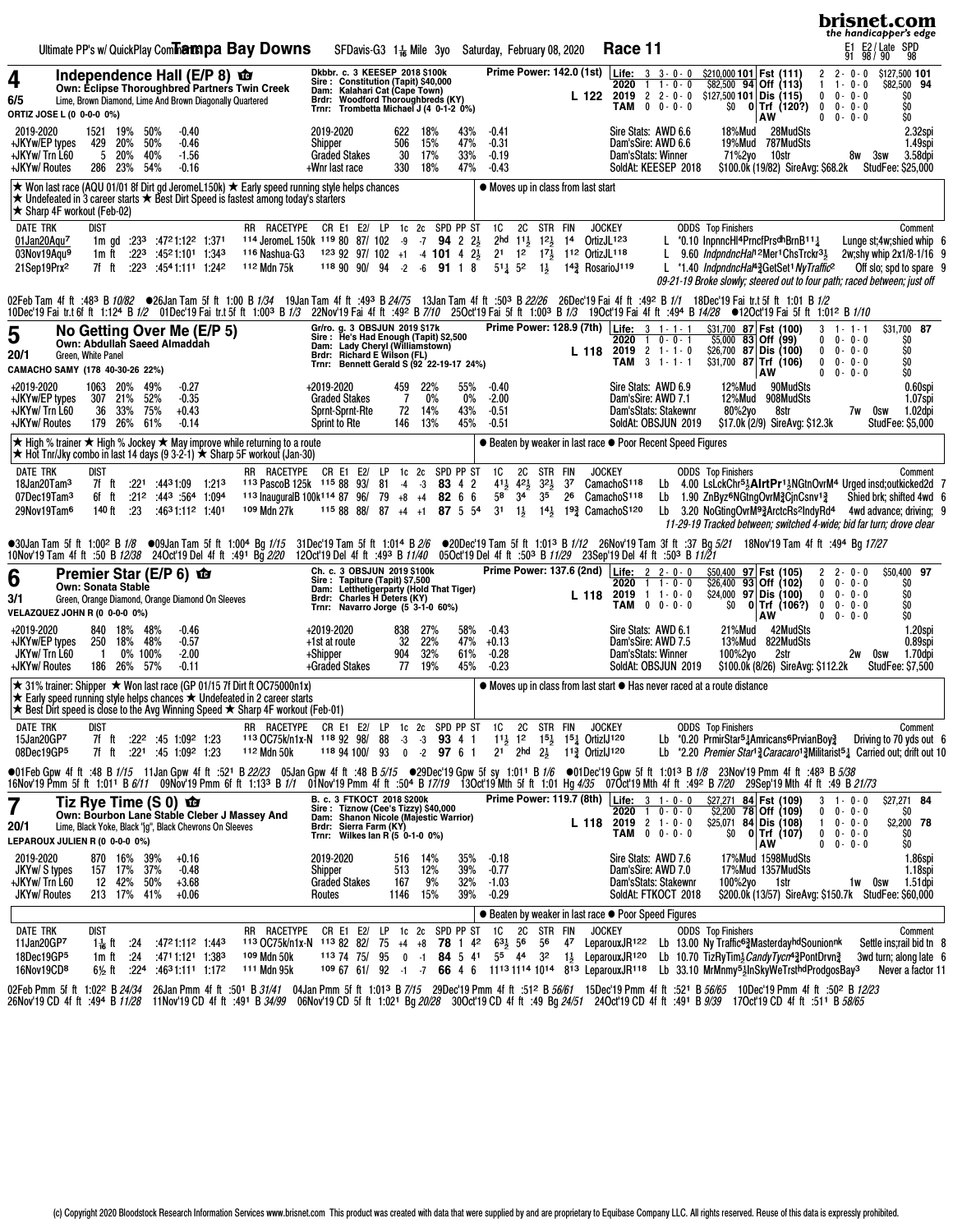# Tampa Bay Downs

Ultimate PP's w/ QuickPlay Comments — SFDavis-G3 1 1/16 Mile 3yo — Saturday, February 08, 2020 — Race 11

E1 E2/ Late SPD: 91 98/ 90 98

---

## 4 Independence Hall (E/P 8)

**6/5** — Own: Eclipse Thoroughbred Partners Twin Creek
Lime, Brown Diamond, Lime And Brown Diagonally Quartered
ORTIZ JOSE L (0 0-0-0 0%)

Dkbbr. c. 3 KEESEP 2018 $100k
Sire: Constitution (Tapit) $40,000
Dam: Kalahari Cat (Cape Town)
Brdr: Woodford Thoroughbreds (KY)
Trnr: Trombetta Michael J (4 0-1-2 0%)

Prime Power: 142.0 (1st) — L 122

| | | | | | | | |
|---|---|---|---|---|---|---|---|
| Life: | 3 3-0-0 | $210,000 | 101 | Fst (111) | 2 2-0-0 | $127,500 | 101 |
| 2020 | 1 1-0-0 | $82,500 | 94 | Off (113) | 1 1-0-0 | $82,500 | 94 |
| 2019 | 2 2-0-0 | $127,500 | 101 | Dis (115) | 0 0-0-0 | $0 | |
| TAM | 0 0-0-0 | $0 | 0 | Trf (120?) | 0 0-0-0 | $0 | |
| | | | | AW | 0 0-0-0 | $0 | |

| | | | | |
|---|---|---|---|---|
| 2019-2020 | 1521 | 19% | 50% | -0.40 |
| +JKYw/EP types | 429 | 20% | 50% | -0.46 |
| +JKYw/ Trn L60 | 5 | 20% | 40% | -1.56 |
| +JKYw/ Routes | 286 | 23% | 54% | -0.16 |

| | | | | |
|---|---|---|---|---|
| 2019-2020 | 622 | 18% | 43% | -0.41 |
| Shipper | 506 | 15% | 47% | -0.31 |
| Graded Stakes | 30 | 17% | 33% | -0.19 |
| +Wnr last race | 330 | 18% | 47% | -0.43 |

Sire Stats: AWD 6.6 18%Mud 28MudSts 2.32spi
Dam'sSire: AWD 6.6 19%Mud 787MudSts 1.49spi
Dam'sStats: Winner 71%2yo 10str 8w 3sw 3.58dpi
SoldAt: KEESEP 2018 $100.0k (19/82) SireAvg: $68.2k StudFee: $25,000

★ Won last race (AQU 01/01 8f Dirt gd JeromeL150k) ★ Early speed running style helps chances
★ Undefeated in 3 career starts ★ Best Dirt Speed is fastest among today's starters
★ Sharp 4F workout (Feb-02)

● Moves up in class from last start

| DATE TRK | DIST | | | | | RR | RACETYPE | CR | E1 | E2/ | LP | 1c | 2c | SPD | PP | ST | 1C | 2C | STR | FIN | JOCKEY | | ODDS | Top Finishers | Comment |
|---|---|---|---|---|---|---|---|---|---|---|---|---|---|---|---|---|---|---|---|---|---|---|---|---|---|
| 01Jan20Aqu7 | 1m gd | :233 | :472 | 1:122 | 1:371 | 114 | JeromeL 150k | 119 | 80 | 87/ | 102 | -9 | -7 | 94 | 2 | 2½ | 2hd | 11½ | 12½ | 14 | OrtizJL123 | L | *0.10 | InpnncHl4PrncfPrsdhBrnB11¼ | Lunge st;4w;shy whip 6 |
| 03Nov19Aqu9 | 1m ft | :223 | :452 | 1:101 | 1:343 | 116 | Nashua-G3 | 123 | 92 | 97/ | 102 | +1 | -4 | 101 | 4 | 2½ | 21 | 12 | 17½ | 112 | OrtizJL118 | L | 9.60 | IndpndncHal12Mer1ChsTrckr3½ | 2w;shy whip 2x1/8-1/16 9 |
| 21Sep19Prx2 | 7f ft | :223 | :454 | 1:111 | 1:242 | 112 | Mdn 75k | 118 | 90 | 90/ | 94 | -2 | -6 | 91 | 1 | 8 | 51¼ | 52 | 1½ | 14¾ | RosarioJ119 | L | *1.40 | IndpndncHal4¾GetSet1NyTraffic2 | Off slo; spd to spare 9 |

09-21-19 Broke slowly; steered out to four path; raced between; just off

02Feb Tam 4f ft :483 B 10/82 ●26Jan Tam 5f ft 1:00 B 1/34 19Jan Tam 4f ft :493 B 24/75 13Jan Tam 4f ft :503 B 22/26 26Dec'19 Fai 4f ft :492 B 1/1 18Dec'19 Fai tr.t 5f ft 1:01 B 1/2
10Dec'19 Fai tr.t 6f ft 1:124 B 1/2 01Dec'19 Fai tr.t 5f ft 1:003 B 1/3 22Nov'19 Fai 4f ft :492 B 7/10 25Oct'19 Fai 5f ft 1:003 B 1/3 19Oct'19 Fai 4f ft :494 B 14/28 ●12Oct'19 Fai 5f ft 1:012 B 1/10

---

## 5 No Getting Over Me (E/P 5)

**20/1** — Own: Abdullah Saeed Almaddah
Green, White Panel
CAMACHO SAMY (178 40-30-26 22%)

Gr/ro. g. 3 OBSJUN 2019 $17k
Sire: He's Had Enough (Tapit) $2,500
Dam: Lady Cheryl (Williamstown)
Brdr: Richard E Wilson (FL)
Trnr: Bennett Gerald S (92 22-19-17 24%)

Prime Power: 128.9 (7th) — L 118

| | | | | | | | |
|---|---|---|---|---|---|---|---|
| Life: | 3 1-1-1 | $31,700 | 87 | Fst (100) | 3 1-1-1 | $31,700 | 87 |
| 2020 | 1 0-0-1 | $5,000 | 83 | Off (99) | 0 0-0-0 | $0 | |
| 2019 | 2 1-1-0 | $26,700 | 87 | Dis (100) | 0 0-0-0 | $0 | |
| TAM | 3 1-1-1 | $31,700 | 87 | Trf (106) | 0 0-0-0 | $0 | |
| | | | | AW | 0 0-0-0 | $0 | |

| | | | | |
|---|---|---|---|---|
| +2019-2020 | 1063 | 20% | 49% | -0.27 |
| +JKYw/EP types | 307 | 21% | 52% | -0.35 |
| +JKYw/ Trn L60 | 36 | 33% | 75% | +0.43 |
| +JKYw/ Routes | 179 | 26% | 61% | -0.14 |

| | | | | |
|---|---|---|---|---|
| +2019-2020 | 459 | 22% | 55% | -0.40 |
| Graded Stakes | 7 | 0% | 0% | -2.00 |
| Sprnt-Sprnt-Rte | 72 | 14% | 43% | -0.51 |
| Sprint to Rte | 146 | 13% | 45% | -0.51 |

Sire Stats: AWD 6.9 12%Mud 90MudSts 0.60spi
Dam'sSire: AWD 7.1 12%Mud 908MudSts 1.07spi
Dam'sStats: Stakewnr 80%2yo 8str 7w 0sw 1.02dpi
SoldAt: OBSJUN 2019 $17.0k (2/9) SireAvg: $12.3k StudFee: $5,000

★ High % trainer ★ High % Jockey ★ May improve while returning to a route
★ Hot Tnr/Jky combo in last 14 days (9 3-2-1) ★ Sharp 5F workout (Jan-30)

● Beaten by weaker in last race ● Poor Recent Speed Figures

| DATE TRK | DIST | | | | | RR | RACETYPE | CR | E1 | E2/ | LP | 1c | 2c | SPD | PP | ST | 1C | 2C | STR | FIN | JOCKEY | | ODDS | Top Finishers | Comment |
|---|---|---|---|---|---|---|---|---|---|---|---|---|---|---|---|---|---|---|---|---|---|---|---|---|---|
| 18Jan20Tam3 | 7f ft | :221 | :443 | 1:09 | 1:213 | 113 | PascoB 125k | 115 | 88 | 93/ | 81 | -4 | -3 | 83 | 4 | 2 | 41½ | 42½ | 32½ | 37 | CamachoS118 | Lb | 4.00 | LsLckChr5½AlrtPr1½NGtnOvrM4 | Urged insd;outkicked2d 7 |
| 07Dec19Tam3 | 6f ft | :212 | :443 | :564 | 1:094 | 113 | InauguralB 100k | 114 | 87 | 96/ | 79 | +8 | +4 | 82 | 6 | 6 | 58 | 34 | 35 | 26 | CamachoS118 | Lb | 1.90 | ZnByz6NGtngOvrM¾CjnCsnv1¾ | Shied brk; shifted 4wd 6 |
| 29Nov19Tam6 | 140 ft | :23 | :463 | 1:112 | 1:401 | 109 | Mdn 27k | 115 | 88 | 88/ | 87 | +4 | +1 | 87 | 5 | 54 | 31 | 1½ | 14½ | 19¾ | CamachoS120 | Lb | 3.20 | NoGtingOvrM9¾ArctcRs2IndyRd4 | 4wd advance; driving; 9 |

11-29-19 Tracked between; switched 4-wide; bid far turn; drove clear

●30Jan Tam 5f ft 1:002 B 1/8 ●09Jan Tam 5f ft 1:004 Bg 1/15 31Dec'19 Tam 5f ft 1:014 B 2/6 ●20Dec'19 Tam 5f ft 1:013 B 1/12 26Nov'19 Tam 3f ft :37 Bg 5/21 18Nov'19 Tam 4f ft :494 Bg 17/27
10Nov'19 Tam 4f ft :50 B 12/38 24Oct'19 Del 4f ft :491 Bg 2/20 12Oct'19 Del 4f ft :493 B 11/40 05Oct'19 Del 4f ft :503 B 11/29 23Sep'19 Del 4f ft :503 B 11/21

---

## 6 Premier Star (E/P 6)

**3/1** — Own: Sonata Stable
Green, Orange Diamond, Orange Diamond On Sleeves
VELAZQUEZ JOHN R (0 0-0-0 0%)

Ch. c. 3 OBSJUN 2019 $100k
Sire: Tapiture (Tapit) $7,500
Dam: Letthetigerparty (Hold That Tiger)
Brdr: Charles H Deters (KY)
Trnr: Navarro Jorge (5 3-1-0 60%)

Prime Power: 137.6 (2nd) — L 118

| | | | | | | | |
|---|---|---|---|---|---|---|---|
| Life: | 2 2-0-0 | $50,400 | 97 | Fst (105) | 2 2-0-0 | $50,400 | 97 |
| 2020 | 1 1-0-0 | $26,400 | 93 | Off (102) | 0 0-0-0 | $0 | |
| 2019 | 1 1-0-0 | $24,000 | 97 | Dis (100) | 0 0-0-0 | $0 | |
| TAM | 0 0-0-0 | $0 | 0 | Trf (106?) | 0 0-0-0 | $0 | |
| | | | | AW | 0 0-0-0 | $0 | |

| | | | | |
|---|---|---|---|---|
| +2019-2020 | 840 | 18% | 48% | -0.46 |
| +JKYw/EP types | 250 | 18% | 48% | -0.57 |
| JKYw/ Trn L60 | 1 | 0% | 100% | -2.00 |
| +JKYw/ Routes | 186 | 26% | 57% | -0.11 |

| | | | | |
|---|---|---|---|---|
| +2019-2020 | 838 | 27% | 58% | -0.43 |
| +1st at route | 32 | 22% | 47% | +0.13 |
| +Shipper | 904 | 32% | 61% | -0.28 |
| +Graded Stakes | 77 | 19% | 45% | -0.23 |

Sire Stats: AWD 6.1 21%Mud 42MudSts 1.20spi
Dam'sSire: AWD 7.5 13%Mud 822MudSts 0.89spi
Dam'sStats: Winner 100%2yo 2str 2w 0sw 1.70dpi
SoldAt: OBSJUN 2019 $100.0k (8/26) SireAvg: $112.2k StudFee: $7,500

★ 31% trainer: Shipper ★ Won last race (GP 01/15 7f Dirt ft OC75000n1x)
★ Early speed running style helps chances ★ Undefeated in 2 career starts
★ Best Dirt speed is close to the Avg Winning Speed ★ Sharp 4F workout (Feb-01)

● Moves up in class from last start ● Has never raced at a route distance

| DATE TRK | DIST | | | | | RR | RACETYPE | CR | E1 | E2/ | LP | 1c | 2c | SPD | PP | ST | 1C | 2C | STR | FIN | JOCKEY | | ODDS | Top Finishers | Comment |
|---|---|---|---|---|---|---|---|---|---|---|---|---|---|---|---|---|---|---|---|---|---|---|---|---|---|
| 15Jan20GP7 | 7f ft | :222 | :45 | 1:092 | 1:23 | 113 | OC75k/n1x-N | 118 | 92 | 98/ | 88 | -3 | -3 | 93 | 4 | 1 | 11½ | 12 | 15½ | 15¼ | OrtizIJ120 | Lb | *0.20 | PrmirStar5¼Amricans6PrvianBoy¾ | Driving to 70 yds out 6 |
| 08Dec19GP5 | 7f ft | :221 | :45 | 1:092 | 1:23 | 112 | Mdn 50k | 118 | 94 | 100/ | 93 | 0 | -2 | 97 | 6 | 1 | 21 | 2hd | 2½ | 11¾ | OrtizIJ120 | Lb | *2.20 | Premier Star1¾Caracaro1¾Militarist5¼ | Carried out; drift out 10 |

●01Feb Gpw 4f ft :48 B 1/15 11Jan Gpw 4f ft :521 B 22/23 05Jan Gpw 4f ft :48 B 5/15 ●29Dec'19 Gpw 5f sy 1:011 B 1/6 ●01Dec'19 Gpw 5f ft 1:013 B 1/8 23Nov'19 Pmm 4f ft :483 B 5/38
16Nov'19 Pmm 5f ft 1:011 B 6/11 09Nov'19 Pmm 6f ft 1:133 B 1/1 01Nov'19 Pmm 4f ft :504 B 17/19 13Oct'19 Mth 5f ft 1:01 Hg 4/35 07Oct'19 Mth 4f ft :492 B 7/20 29Sep'19 Mth 4f ft :49 B 21/73

---

## 7 Tiz Rye Time (S 0)

**20/1** — Own: Bourbon Lane Stable Cleber J Massey And
Lime, Black Yoke, Black "jg", Black Chevrons On Sleeves
LEPAROUX JULIEN R (0 0-0-0 0%)

B. c. 3 FTKOCT 2018 $200k
Sire: Tiznow (Cee's Tizzy) $40,000
Dam: Shanon Nicole (Majestic Warrior)
Brdr: Sierra Farm (KY)
Trnr: Wilkes Ian R (5 0-1-0 0%)

Prime Power: 119.7 (8th) — L 118

| | | | | | | | |
|---|---|---|---|---|---|---|---|
| Life: | 3 1-0-0 | $27,271 | 84 | Fst (109) | 3 1-0-0 | $27,271 | 84 |
| 2020 | 1 0-0-0 | $2,200 | 78 | Off (109) | 0 0-0-0 | $0 | |
| 2019 | 2 1-0-0 | $25,071 | 84 | Dis (108) | 1 0-0-0 | $2,200 | 78 |
| TAM | 0 0-0-0 | $0 | 0 | Trf (107) | 0 0-0-0 | $0 | |
| | | | | AW | 0 0-0-0 | $0 | |

| | | | | |
|---|---|---|---|---|
| 2019-2020 | 870 | 16% | 39% | +0.16 |
| JKYw/ S types | 157 | 17% | 37% | -0.48 |
| +JKYw/ Trn L60 | 12 | 42% | 50% | +3.68 |
| JKYw/ Routes | 213 | 17% | 41% | +0.06 |

| | | | | |
|---|---|---|---|---|
| 2019-2020 | 516 | 14% | 35% | -0.18 |
| Shipper | 513 | 12% | 39% | -0.77 |
| Graded Stakes | 167 | 9% | 32% | -1.03 |
| Routes | 1146 | 15% | 39% | -0.29 |

Sire Stats: AWD 7.6 17%Mud 1598MudSts 1.86spi
Dam'sSire: AWD 7.0 17%Mud 1357MudSts 1.18spi
Dam'sStats: Stakewnr 100%2yo 1str 1w 0sw 1.51dpi
SoldAt: FTKOCT 2018 $200.0k (13/57) SireAvg: $150.7k StudFee: $60,000

● Beaten by weaker in last race ● Poor Speed Figures

| DATE TRK | DIST | | | | | RR | RACETYPE | CR | E1 | E2/ | LP | 1c | 2c | SPD | PP | ST | 1C | 2C | STR | FIN | JOCKEY | | ODDS | Top Finishers | Comment |
|---|---|---|---|---|---|---|---|---|---|---|---|---|---|---|---|---|---|---|---|---|---|---|---|---|---|
| 11Jan20GP7 | 1 1/16 ft | :24 | :472 | 1:112 | 1:443 | 113 | OC75k/n1x-N | 113 | 82 | 82/ | 75 | +4 | +8 | 78 | 1 | 42 | 63½ | 56 | 56 | 47 | LeparouxJR122 | Lb | 13.00 | Ny Traffic6¾MasterdayhdSounionnk | Settle ins;rail bid tn 8 |
| 18Dec19GP5 | 1m ft | :24 | :471 | 1:121 | 1:383 | 109 | Mdn 50k | 113 | 74 | 75/ | 95 | 0 | -1 | 84 | 5 | 41 | 55 | 44 | 32 | 1½ | LeparouxJR120 | Lb | 10.70 | TizRyTim½CandyTycn4¾PontDrvn¾ | 3wd turn; along late 6 |
| 16Nov19CD8 | 6½ ft | :224 | :463 | 1:111 | 1:172 | 111 | Mdn 95k | 109 | 67 | 61/ | 92 | -1 | -7 | 66 | 4 | 6 | 1113 | 1114 | 1014 | 813 | LeparouxJR118 | Lb | 33.10 | MrMnmy5½InSkyWeTrsthdProdgosBay3 | Never a factor 11 |

02Feb Pmm 5f ft 1:022 B 24/34 26Jan Pmm 4f ft :501 B 31/41 04Jan Pmm 5f ft 1:013 B 7/15 29Dec'19 Pmm 4f ft :512 B 56/61 15Dec'19 Pmm 4f ft :52 B 56/65 10Dec'19 Pmm 4f ft :502 B 12/23
26Nov'19 CD 4f ft :494 B 11/28 11Nov'19 CD 4f ft :491 B 34/99 06Nov'19 CD 5f ft 1:021 Bg 20/28 30Oct'19 CD 4f ft :49 Bg 24/51 24Oct'19 CD 4f ft :491 B 9/39 17Oct'19 CD 4f ft :511 B 58/65

(c) Copyright 2020 Bloodstock Research Information Services www.brisnet.com This product was created with data that were supplied by and are proprietary to Equibase Company LLC. All rights reserved. Reuse of this data is expressly prohibited.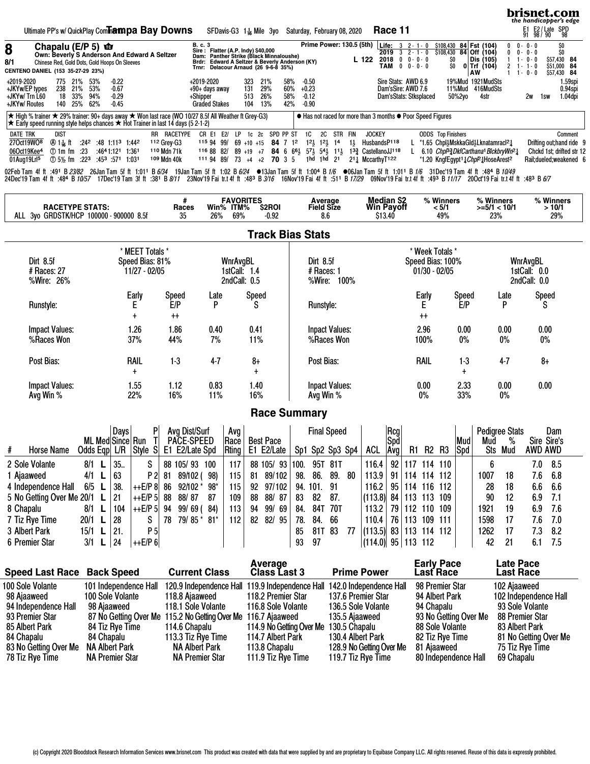Ultimate PP's w/ QuickPlay Comments **Tampa Bay Downs** SFDavis-G3 1 1/16 Mile 3yo Saturday, February 08, 2020 **Race 11**

E1 91 | E2 / Late 98 / 90 | SPD 98

**8** **Chapalu (E/P 5)**
8/1
Own: Beverly S Anderson And Edward A Seltzer
Chinese Red, Gold Dots, Gold Hoops On Sleeves
CENTENO DANIEL (153 35-27-29 23%)

B. c. 3
Sire : Flatter (A.P. Indy) $40,000
Dam: Panther Strike (Black Minnaloushe)
Brdr: Edward A Seltzer & Beverly Anderson (KY)
Trnr: Delacour Arnaud (26 9-6-8 35%)

Prime Power: 130.5 (5th)
L 122

| | | | | | | | | |
|---|---|---|---|---|---|---|---|---|
| Life: | 3 | 2 - 1 - 0 | $108,430 | 84 | Fst (104) | 0 | 0 - 0 - 0 | $0 |
| 2019 | 3 | 2 - 1 - 0 | $108,430 | 84 | Off (104) | 0 | 0 - 0 - 0 | $0 |
| 2018 | 0 | 0 - 0 - 0 | $0 | | Dis (105) | 1 | 1 - 0 - 0 | $57,430 84 |
| TAM | 0 | 0 - 0 - 0 | $0 | 0 | Trf (104) | 2 | 1 - 1 - 0 | $51,000 84 |
| | | | | | AW | 1 | 1 - 0 - 0 | $57,430 84 |

| | | | | | | | | | |
|---|---|---|---|---|---|---|---|---|---|
| +2019-2020 | 775 | 21% | 53% | -0.22 | +2019-2020 | 323 | 21% | 58% | -0.50 |
| +JKYw/EP types | 238 | 21% | 53% | -0.67 | +90+ days away | 131 | 29% | 60% | +0.23 |
| +JKYw/ Trn L60 | 18 | 33% | 94% | -0.29 | +Shipper | 513 | 26% | 58% | -0.12 |
| +JKYw/ Routes | 140 | 25% | 62% | -0.45 | Graded Stakes | 104 | 13% | 42% | -0.90 |

Sire Stats: AWD 6.9 19%Mud 1921MudSts 1.59spi
Dam'sSire: AWD 7.6 11%Mud 416MudSts 0.94spi
Dam'sStats: Stksplaced 50%2yo 4str 2w 1sw 1.04dpi

★ High % trainer ★ 29% trainer: 90+ days away ★ Won last race (WO 10/27 8.5f All Weather ft Grey-G3) ★ Early speed running style helps chances ★ Hot Trainer in last 14 days (5 2-1-2)
● Has not raced for more than 3 months ● Poor Speed Figures

| DATE TRK | DIST | | | | | RR | RACETYPE | CR | E1 | E2/ | LP | 1c | 2c | SPD | PP | ST | 1C | 2C | STR | FIN | JOCKEY | | ODDS | Top Finishers | Comment |
|---|---|---|---|---|---|---|---|---|---|---|---|---|---|---|---|---|---|---|---|---|---|---|---|---|---|
| 27Oct19WO[8] | Ⓐ 1 1/16 ft | :24[2] | :48 | 1:11[3] | 1:44[2] | 112 | Grey-G3 | 115 | 94 | 99/ | 69 | +10 | +15 | 84 | 7 | 1[2] | 1[2 1/2] | 1[2 1/2] | 1[4] | 1[1/2] | HusbandsP[118] | L | *1.65 | Chpl½MskkaGld½Lknatamracl[2 1/4] | Drifting out;hand ride 9 |
| 06Oct19Kee[4] | Ⓣ 1m fm | :23 | :46[4] | 1:12[1] | 1:36[1] | 110 | Mdn 71k | 116 | 88 | 82/ | 89 | +19 | +7 | 84 | 6 | 6[6 1/2] | 5[7 1/2] | 5[4 1/2] | 1[1 1/2] | 1[3 3/4] | CastellanoJJ[118] | L | 6.10 | ChpP[3 3/4]DkfCarthana[1]BlckbryWn[2 1/4] | Chckd 1st; drifted str 12 |
| 01Aug19Lrl[5] | Ⓣ 5½ fm | :22[3] | :45[3] | :57[1] | 1:03[1] | 109 | Mdn 40k | 111 | 94 | 89/ | 73 | +4 | +2 | 70 | 3 | 5 | 1hd | 1hd | 2[1] | 2[1 1/4] | MccarthyT[122] | | *1.20 | KngfEgypt[1 1/4]ChpP[1/4]HoseArest[2] | Rail;dueled;weakened 6 |

02Feb Tam 4f ft :49[1] B 23/82 26Jan Tam 5f ft 1:01[1] B 6/34 19Jan Tam 5f ft 1:02 B 6/24 ●13Jan Tam 5f ft 1:00[4] B 1/6 ●06Jan Tam 5f ft 1:01[1] B 1/6 31Dec'19 Tam 4f ft :48[4] B 10/49
24Dec'19 Tam 4f ft :48[4] B 10/57 17Dec'19 Tam 3f ft :38[1] B 8/11 23Nov'19 Fai tr.t 4f ft :48[3] B 3/16 16Nov'19 Fai 4f ft :51[1] B 17/29 09Nov'19 Fai tr.t 4f ft :49[3] B 11/17 20Oct'19 Fai tr.t 4f ft :48[3] B 6/7

| RACETYPE STATS: | # Races | FAVORITES Win% | ITM% | $2ROI | Average Field Size | Median $2 Win Payoff | % Winners < 5/1 | % Winners >=5/1 < 10/1 | % Winners > 10/1 |
|---|---|---|---|---|---|---|---|---|---|
| ALL 3yo GRDSTK/HCP 100000 - 900000 8.5f | 35 | 26% | 69% | -0.92 | 8.6 | $13.40 | 49% | 23% | 29% |

## Track Bias Stats

**Dirt 8.5f** — * MEET Totals * — # Races: 27 — Speed Bias: 81% — 11/27 - 02/05 — %Wire: 26% — WnrAvgBL 1stCall: 1.4 2ndCall: 0.5

| Runstyle: | E | E/P | P | S |
|---|---|---|---|---|
| | + | ++ | | |
| Impact Values: | 1.26 | 1.86 | 0.40 | 0.41 |
| %Races Won | 37% | 44% | 7% | 11% |

| Post Bias: | RAIL | 1-3 | 4-7 | 8+ |
|---|---|---|---|---|
| | + | | | + |
| Impact Values: | 1.55 | 1.12 | 0.83 | 1.40 |
| Avg Win % | 22% | 16% | 11% | 16% |

**Dirt 8.5f** — * Week Totals * — # Races: 1 — Speed Bias: 100% — 01/30 - 02/05 — %Wire: 100% — WnrAvgBL 1stCall: 0.0 2ndCall: 0.0

| Runstyle: | E | E/P | P | S |
|---|---|---|---|---|
| | ++ | | | |
| Impact Values: | 2.96 | 0.00 | 0.00 | 0.00 |
| %Races Won | 100% | 0% | 0% | 0% |

| Post Bias: | RAIL | 1-3 | 4-7 | 8+ |
|---|---|---|---|---|
| | | + | | |
| Impact Values: | 0.00 | 2.33 | 0.00 | 0.00 |
| Avg Win % | 0% | 33% | 0% | |

## Race Summary

| # | Horse Name | ML Odds | Med Eqp | Days Since L/R | Run Style | P T S | Avg Dist/Surf PACE-SPEED E1 E2/Late Spd | Avg Race Rting | Best Pace E1 E2/Late | Sp1 | Sp2 | Sp3 | Sp4 | ACL | Rcg Spd Avg | R1 | R2 | R3 | Mud Spd | Mud Sts | Pedigree % Mud | Sire AWD | Dam Sire's AWD |
|---|---|---|---|---|---|---|---|---|---|---|---|---|---|---|---|---|---|---|---|---|---|---|---|
| 2 | Sole Volante | 8/1 | L | 35.. | S | | 88 105/ 93 100 | 117 | 88 105/ 93 | 100. | 95T | 81T | | 116.4 | 92 | 117 | 114 | 110 | | 6 | | 7.0 | 8.5 |
| 1 | Ajaaweed | 4/1 | L | 63 | P | 2 | 81 89/102 ( 98) | 115 | 81 89/102 | 98. | 86. | 89. | 80 | 113.9 | 91 | 114 | 114 | 112 | | 1007 | 18 | 7.6 | 6.8 |
| 4 | Independence Hall | 6/5 | L | 38. | ++E/P | 8 | 86 92/102 * 98* | 115 | 92 97/102 | 94. | 101. | 91 | | 116.2 | 95 | 114 | 116 | 112 | | 28 | 18 | 6.6 | 6.6 |
| 5 | No Getting Over Me | 20/1 | L | 21 | ++E/P | 5 | 88 88/ 87 87 | 109 | 88 88/ 87 | 83 | 82 | 87. | | (113.8) | 84 | 113 | 113 | 109 | | 90 | 12 | 6.9 | 7.1 |
| 8 | Chapalu | 8/1 | L | 104 | ++E/P | 5 | 94 99/ 69 ( 84) | 113 | 94 99/ 69 | 84. | 84T | 70T | | 113.2 | 79 | 112 | 110 | 109 | | 1921 | 19 | 6.9 | 7.6 |
| 7 | Tiz Rye Time | 20/1 | L | 28 | S | | 78 79/ 85 * 81* | 112 | 82 82/ 95 | 78. | 84. | 66 | | 110.4 | 76 | 113 | 109 | 111 | | 1598 | 17 | 7.6 | 7.0 |
| 3 | Albert Park | 15/1 | L | 21. | P | 5 | | | | 85 | 81T | 83 | 77 | (113.5) | 83 | 113 | 114 | 112 | | 1262 | 17 | 7.3 | 8.2 |
| 6 | Premier Star | 3/1 | L | 24 | ++E/P | 6 | | | | 93 | 97 | | | (114.0) | 95 | 113 | 112 | | | 42 | 21 | 6.1 | 7.5 |

| Speed Last Race | Back Speed | Current Class | Average Class Last 3 | Prime Power | Early Pace Last Race | Late Pace Last Race |
|---|---|---|---|---|---|---|
| 100 Sole Volante | 101 Independence Hall | 120.9 Independence Hall | 119.9 Independence Hall | 142.0 Independence Hall | 98 Premier Star | 102 Ajaaweed |
| 98 Ajaaweed | 100 Sole Volante | 118.8 Ajaaweed | 118.2 Premier Star | 137.6 Premier Star | 94 Albert Park | 102 Independence Hall |
| 94 Independence Hall | 98 Ajaaweed | 118.1 Sole Volante | 116.8 Sole Volante | 136.5 Sole Volante | 94 Chapalu | 93 Sole Volante |
| 93 Premier Star | 87 No Getting Over Me | 115.2 No Getting Over Me | 116.7 Ajaaweed | 135.5 Ajaaweed | 93 No Getting Over Me | 88 Premier Star |
| 85 Albert Park | 84 Tiz Rye Time | 114.6 Chapalu | 114.9 No Getting Over Me | 130.5 Chapalu | 88 Sole Volante | 83 Albert Park |
| 84 Chapalu | 84 Chapalu | 113.3 Tiz Rye Time | 114.7 Albert Park | 130.4 Albert Park | 82 Tiz Rye Time | 81 No Getting Over Me |
| 83 No Getting Over Me | NA Albert Park | NA Albert Park | 113.8 Chapalu | 128.9 No Getting Over Me | 81 Ajaaweed | 75 Tiz Rye Time |
| 78 Tiz Rye Time | NA Premier Star | NA Premier Star | 111.9 Tiz Rye Time | 119.7 Tiz Rye Time | 80 Independence Hall | 69 Chapalu |

(c) Copyright 2020 Bloodstock Research Information Services www.brisnet.com This product was created with data that were supplied by and are proprietary to Equibase Company LLC. All rights reserved. Reuse of this data is expressly prohibited.